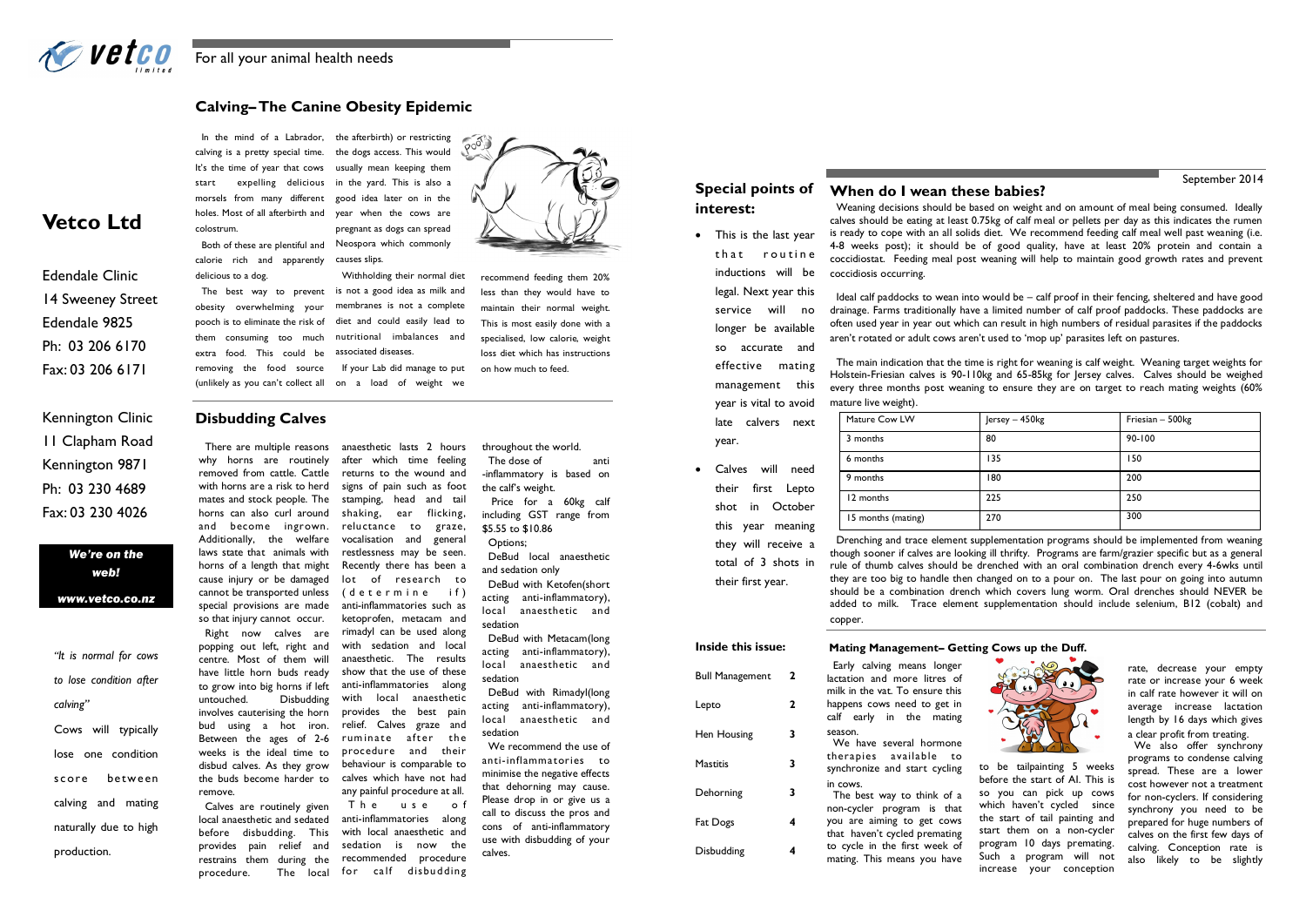# Vetco Ltd

For all your animal health needs

Edendale Clinic
14 Sweeney Street
Edendale 9825
Ph: 03 206 6170
Fax: 03 206 6171

Kennington Clinic
11 Clapham Road
Kennington 9871
Ph: 03 230 4689
Fax: 03 230 4026

*We're on the web!*

*www.vetco.co.nz*

*"It is normal for cows to lose condition after calving"*

Cows will typically lose one condition score between calving and mating naturally due to high production.

## Calving– The Canine Obesity Epidemic

In the mind of a Labrador, calving is a pretty special time. It's the time of year that cows start expelling delicious morsels from many different holes. Most of all afterbirth and colostrum.

Both of these are plentiful and calorie rich and apparently delicious to a dog.

The best way to prevent obesity overwhelming your pooch is to eliminate the risk of them consuming too much extra food. This could be removing the food source (unlikely as you can't collect all the afterbirth) or restricting the dogs access. This would usually mean keeping them in the yard. This is also a good idea later on in the year when the cows are pregnant as dogs can spread Neospora which commonly causes slips.

Withholding their normal diet is not a good idea as milk and membranes is not a complete diet and could easily lead to nutritional imbalances and associated diseases.

If your Lab did manage to put on a load of weight we recommend feeding them 20% less than they would have to maintain their normal weight. This is most easily done with a specialised, low calorie, weight loss diet which has instructions on how much to feed.

## Disbudding Calves

There are multiple reasons why horns are routinely removed from cattle. Cattle with horns are a risk to herd mates and stock people. The horns can also curl around and become ingrown. Additionally, the welfare laws state that animals with horns of a length that might cause injury or be damaged cannot be transported unless special provisions are made so that injury cannot occur.

Right now calves are popping out left, right and centre. Most of them will have little horn buds ready to grow into big horns if left untouched. Disbudding involves cauterising the horn bud using a hot iron. Between the ages of 2-6 weeks is the ideal time to disbud calves. As they grow the buds become harder to remove.

Calves are routinely given local anaesthetic and sedated before disbudding. This provides pain relief and restrains them during the procedure. The local anaesthetic lasts 2 hours after which time feeling returns to the wound and signs of pain such as foot stamping, head and tail shaking, ear flicking, reluctance to graze, vocalisation and general restlessness may be seen. Recently there has been a lot of research to (determine if) anti-inflammatories such as ketoprofen, metacam and rimadyl can be used along with sedation and local anaesthetic. The results show that the use of these anti-inflammatories along with local anaesthetic provides the best pain relief. Calves graze and ruminate after the procedure and their behaviour is comparable to calves which have not had any painful procedure at all.

The use of anti-inflammatories along with local anaesthetic and sedation is now the recommended procedure for calf disbudding throughout the world.

The dose of anti-inflammatory is based on the calf's weight.

Price for a 60kg calf including GST range from $5.55 to $10.86

Options;

DeBud local anaesthetic and sedation only

DeBud with Ketofen(short acting anti-inflammatory), local anaesthetic and sedation

DeBud with Metacam(long acting anti-inflammatory), local anaesthetic and sedation

DeBud with Rimadyl(long acting anti-inflammatory), local anaesthetic and sedation

We recommend the use of anti-inflammatories to minimise the negative effects that dehorning may cause. Please drop in or give us a call to discuss the pros and cons of anti-inflammatory use with disbudding of your calves.

September 2014

## Special points of interest:

- This is the last year that routine inductions will be legal. Next year this service will no longer be available so accurate and effective mating management this year is vital to avoid late calvers next year.
- Calves will need their first Lepto shot in October this year meaning they will receive a total of 3 shots in their first year.

### Inside this issue:

| | |
|---|---|
| Bull Management | 2 |
| Lepto | 2 |
| Hen Housing | 3 |
| Mastitis | 3 |
| Dehorning | 3 |
| Fat Dogs | 4 |
| Disbudding | 4 |

## When do I wean these babies?

Weaning decisions should be based on weight and on amount of meal being consumed. Ideally calves should be eating at least 0.75kg of calf meal or pellets per day as this indicates the rumen is ready to cope with an all solids diet. We recommend feeding calf meal well past weaning (i.e. 4-8 weeks post); it should be of good quality, have at least 20% protein and contain a coccidiostat. Feeding meal post weaning will help to maintain good growth rates and prevent coccidiosis occurring.

Ideal calf paddocks to wean into would be – calf proof in their fencing, sheltered and have good drainage. Farms traditionally have a limited number of calf proof paddocks. These paddocks are often used year in year out which can result in high numbers of residual parasites if the paddocks aren't rotated or adult cows aren't used to 'mop up' parasites left on pastures.

The main indication that the time is right for weaning is calf weight. Weaning target weights for Holstein-Friesian calves is 90-110kg and 65-85kg for Jersey calves. Calves should be weighed every three months post weaning to ensure they are on target to reach mating weights (60% mature live weight).

| Mature Cow LW | Jersey – 450kg | Friesian – 500kg |
|---|---|---|
| 3 months | 80 | 90-100 |
| 6 months | 135 | 150 |
| 9 months | 180 | 200 |
| 12 months | 225 | 250 |
| 15 months (mating) | 270 | 300 |

Drenching and trace element supplementation programs should be implemented from weaning though sooner if calves are looking ill thrifty. Programs are farm/grazier specific but as a general rule of thumb calves should be drenched with an oral combination drench every 4-6wks until they are too big to handle then changed on to a pour on. The last pour on going into autumn should be a combination drench which covers lung worm. Oral drenches should NEVER be added to milk. Trace element supplementation should include selenium, B12 (cobalt) and copper.

### Mating Management– Getting Cows up the Duff.

Early calving means longer lactation and more litres of milk in the vat. To ensure this happens cows need to get in calf early in the mating season.

We have several hormone therapies available to synchronize and start cycling in cows.

The best way to think of a non-cycler program is that you are aiming to get cows that haven't cycled premating to cycle in the first week of mating. This means you have to be tailpainting 5 weeks before the start of AI. This is so you can pick up cows which haven't cycled since the start of tail painting and start them on a non-cycler program 10 days premating. Such a program will not increase your conception rate, decrease your empty rate or increase your 6 week in calf rate however it will on average increase lactation length by 16 days which gives a clear profit from treating.

We also offer synchrony programs to condense calving spread. These are a lower cost however not a treatment for non-cyclers. If considering synchrony you need to be prepared for huge numbers of calves on the first few days of calving. Conception rate is also likely to be slightly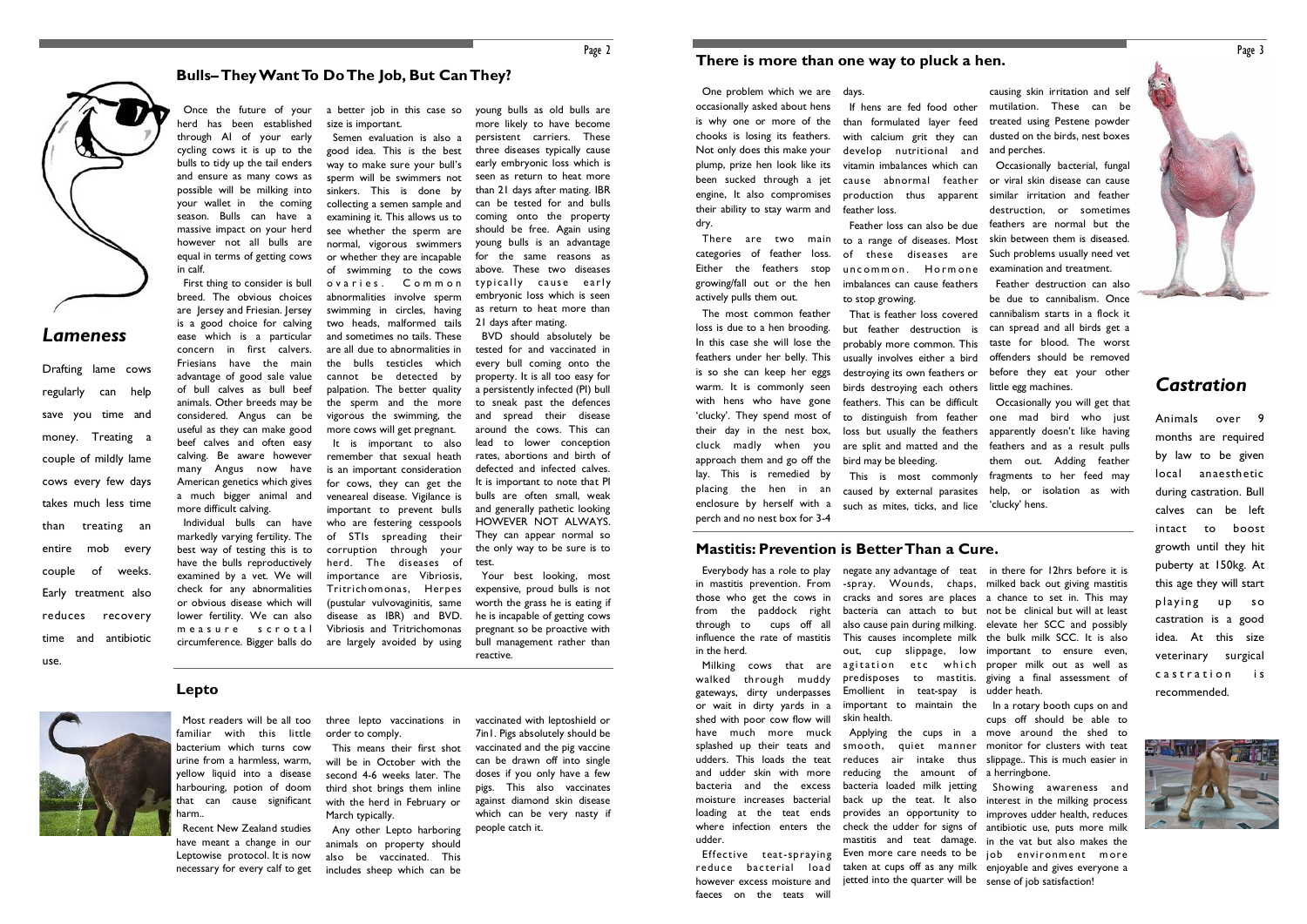## Bulls– They Want To Do The Job, But Can They?

Once the future of your herd has been established through AI of your early cycling cows it is up to the bulls to tidy up the tail enders and ensure as many cows as possible will be milking into your wallet in the coming season. Bulls can have a massive impact on your herd however not all bulls are equal in terms of getting cows in calf.

First thing to consider is bull breed. The obvious choices are Jersey and Friesian. Jersey is a good choice for calving ease which is a particular concern in first calvers. Friesians have the main advantage of good sale value of bull calves as bull beef animals. Other breeds may be considered. Angus can be useful as they can make good beef calves and often easy calving. Be aware however many Angus now have American genetics which gives a much bigger animal and more difficult calving.

Individual bulls can have markedly varying fertility. The best way of testing this is to have the bulls reproductively examined by a vet. We will check for any abnormalities or obvious disease which will lower fertility. We can also measure scrotal circumference. Bigger balls do a better job in this case so size is important.

Semen evaluation is also a good idea. This is the best way to make sure your bull's sperm will be swimmers not sinkers. This is done by collecting a semen sample and examining it. This allows us to see whether the sperm are normal, vigorous swimmers or whether they are incapable of swimming to the cows ovaries. Common abnormalities involve sperm swimming in circles, having two heads, malformed tails and sometimes no tails. These are all due to abnormalities in the bulls testicles which cannot be detected by palpation. The better quality the sperm and the more vigorous the swimming, the more cows will get pregnant.

It is important to also remember that sexual heath is an important consideration for cows, they can get the venereal disease. Vigilance is important to prevent bulls who are festering cesspools of STIs spreading their corruption through your herd. The diseases of importance are Vibriosis, Tritrichomonas, Herpes (pustular vulvovaginitis, same disease as IBR) and BVD. Vibriosis and Tritrichomonas are largely avoided by using young bulls as old bulls are more likely to have become persistent carriers. These three diseases typically cause early embryonic loss which is seen as return to heat more than 21 days after mating. IBR can be tested for and bulls coming onto the property should be free. Again using young bulls is an advantage for the same reasons as above. These two diseases typically cause early embryonic loss which is seen as return to heat more than 21 days after mating.

BVD should absolutely be tested for and vaccinated in every bull coming onto the property. It is all too easy for a persistently infected (PI) bull to sneak past the defences and spread their disease around the cows. This can lead to lower conception rates, abortions and birth of defected and infected calves. It is important to note that PI bulls are often small, weak and generally pathetic looking HOWEVER NOT ALWAYS. They can appear normal so the only way to be sure is to test.

Your best looking, most expensive, proud bulls is not worth the grass he is eating if he is incapable of getting cows pregnant so be proactive with bull management rather than reactive.

## Lameness

Drafting lame cows regularly can help save you time and money. Treating a couple of mildly lame cows every few days takes much less time than treating an entire mob every couple of weeks. Early treatment also reduces recovery time and antibiotic use.

## Lepto

Most readers will be all too familiar with this little bacterium which turns cow urine from a harmless, warm, yellow liquid into a disease harbouring, potion of doom that can cause significant harm..

Recent New Zealand studies have meant a change in our Leptowise protocol. It is now necessary for every calf to get three lepto vaccinations in order to comply.

This means their first shot will be in October with the second 4-6 weeks later. The third shot brings them inline with the herd in February or March typically.

Any other Lepto harboring animals on property should also be vaccinated. This includes sheep which can be vaccinated with leptoshield or 7in1. Pigs absolutely should be vaccinated and the pig vaccine can be drawn off into single doses if you only have a few pigs. This also vaccinates against diamond skin disease which can be very nasty if people catch it.

## There is more than one way to pluck a hen.

One problem which we are occasionally asked about hens is why one or more of the chooks is losing its feathers. Not only does this make your plump, prize hen look like its been sucked through a jet engine, It also compromises their ability to stay warm and dry.

There are two main categories of feather loss. Either the feathers stop growing/fall out or the hen actively pulls them out.

The most common feather loss is due to a hen brooding. In this case she will lose the feathers under her belly. This is so she can keep her eggs warm. It is commonly seen with hens who have gone 'clucky'. They spend most of their day in the nest box, cluck madly when you approach them and go off the lay. This is remedied by placing the hen in an enclosure by herself with a perch and no nest box for 3-4 days.

If hens are fed food other than formulated layer feed with calcium grit they can develop nutritional and vitamin imbalances which can cause abnormal feather production thus apparent feather loss.

Feather loss can also be due to a range of diseases. Most of these diseases are uncommon. Hormone imbalances can cause feathers to stop growing.

That is feather loss covered but feather destruction is probably more common. This usually involves either a bird destroying its own feathers or birds destroying each others feathers. This can be difficult to distinguish from feather loss but usually the feathers are split and matted and the bird may be bleeding.

This is most commonly caused by external parasites such as mites, ticks, and lice causing skin irritation and self mutilation. These can be treated using Pestene powder dusted on the birds, nest boxes and perches.

Occasionally bacterial, fungal or viral skin disease can cause similar irritation and feather destruction, or sometimes feathers are normal but the skin between them is diseased. Such problems usually need vet examination and treatment.

Feather destruction can also be due to cannibalism. Once cannibalism starts in a flock it can spread and all birds get a taste for blood. The worst offenders should be removed before they eat your other little egg machines.

Occasionally you will get that one mad bird who just apparently doesn't like having feathers and as a result pulls them out. Adding feather fragments to her feed may help, or isolation as with 'clucky' hens.

## Castration

Animals over 9 months are required by law to be given local anaesthetic during castration. Bull calves can be left intact to boost growth until they hit puberty at 150kg. At this age they will start playing up so castration is a good idea. At this size veterinary surgical castration is recommended.

## Mastitis: Prevention is Better Than a Cure.

Everybody has a role to play in mastitis prevention. From those who get the cows in from the paddock right through to cups off all influence the rate of mastitis in the herd.

Milking cows that are walked through muddy gateways, dirty underpasses or wait in dirty yards in a shed with poor cow flow will have much more muck splashed up their teats and udders. This loads the teat and udder skin with more bacteria and the excess moisture increases bacterial loading at the teat ends where infection enters the udder.

Effective teat-spraying reduce bacterial load however excess moisture and faeces on the teats will negate any advantage of teat -spray. Wounds, chaps, cracks and sores are places bacteria can attach to but also cause pain during milking. This causes incomplete milk out, cup slippage, low agitation etc which predisposes to mastitis. Emollient in teat-spay is important to maintain the skin health.

Applying the cups in a smooth, quiet manner reduces air intake thus reducing the amount of bacteria loaded milk jetting back up the teat. It also provides an opportunity to check the udder for signs of mastitis and teat damage. Even more care needs to be taken at cups off as any milk jetted into the quarter will be in there for 12hrs before it is milked back out giving mastitis a chance to set in. This may not be clinical but will at least elevate her SCC and possibly the bulk milk SCC. It is also important to ensure even, proper milk out as well as giving a final assessment of udder heath.

In a rotary booth cups on and cups off should be able to move around the shed to monitor for clusters with teat slippage.. This is much easier in a herringbone.

Showing awareness and interest in the milking process improves udder health, reduces antibiotic use, puts more milk in the vat but also makes the job environment more enjoyable and gives everyone a sense of job satisfaction!